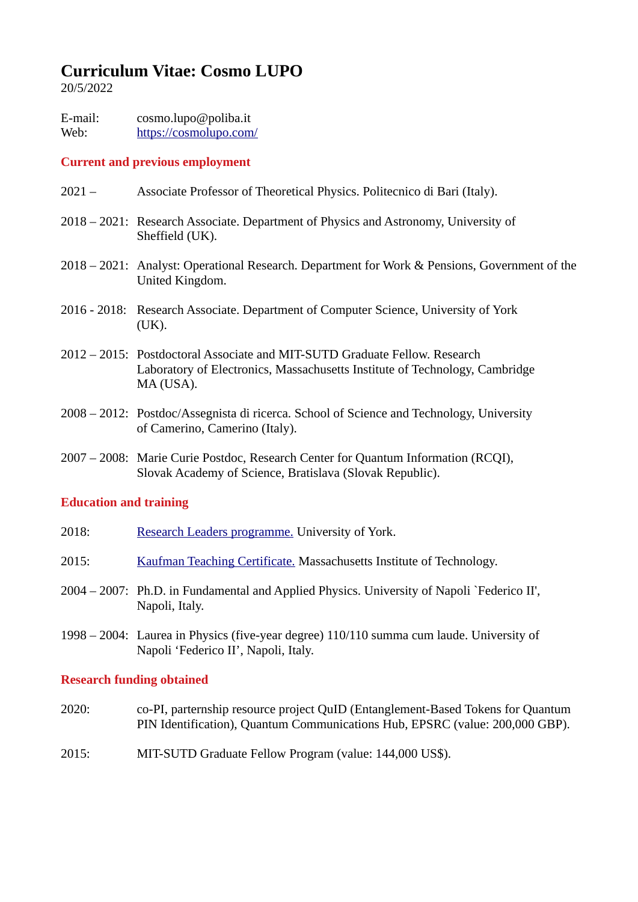# Curriculum Vitae: Cosmo LUPO

20/5/2022

E-mail: cosmo.lupo@poliba.it
Web: [https://cosmolupo.com/](https://cosmolupo.com/)

## Current and previous employment

2021 – Associate Professor of Theoretical Physics. Politecnico di Bari (Italy).

2018 – 2021: Research Associate. Department of Physics and Astronomy, University of Sheffield (UK).

2018 – 2021: Analyst: Operational Research. Department for Work & Pensions, Government of the United Kingdom.

2016 - 2018: Research Associate. Department of Computer Science, University of York (UK).

2012 – 2015: Postdoctoral Associate and MIT-SUTD Graduate Fellow. Research Laboratory of Electronics, Massachusetts Institute of Technology, Cambridge MA (USA).

2008 – 2012: Postdoc/Assegnista di ricerca. School of Science and Technology, University of Camerino, Camerino (Italy).

2007 – 2008: Marie Curie Postdoc, Research Center for Quantum Information (RCQI), Slovak Academy of Science, Bratislava (Slovak Republic).

## Education and training

2018: Research Leaders programme. University of York.

2015: Kaufman Teaching Certificate. Massachusetts Institute of Technology.

2004 – 2007: Ph.D. in Fundamental and Applied Physics. University of Napoli `Federico II', Napoli, Italy.

1998 – 2004: Laurea in Physics (five-year degree) 110/110 summa cum laude. University of Napoli 'Federico II', Napoli, Italy.

## Research funding obtained

2020: co-PI, parternship resource project QuID (Entanglement-Based Tokens for Quantum PIN Identification), Quantum Communications Hub, EPSRC (value: 200,000 GBP).

2015: MIT-SUTD Graduate Fellow Program (value: 144,000 US$).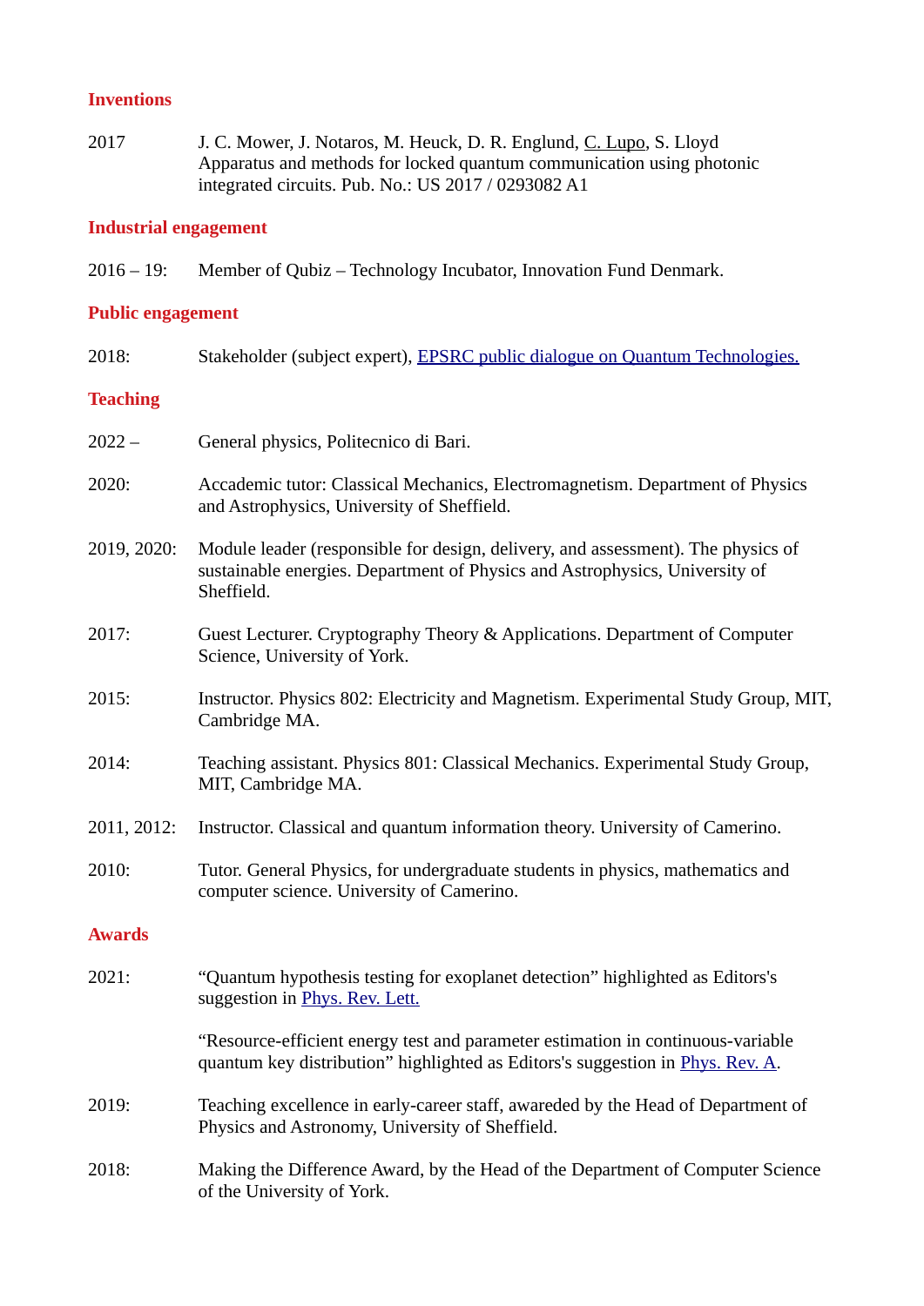## Inventions

2017 J. C. Mower, J. Notaros, M. Heuck, D. R. Englund, C. Lupo, S. Lloyd
Apparatus and methods for locked quantum communication using photonic integrated circuits. Pub. No.: US 2017 / 0293082 A1

## Industrial engagement

2016 – 19: Member of Qubiz – Technology Incubator, Innovation Fund Denmark.

## Public engagement

2018: Stakeholder (subject expert), EPSRC public dialogue on Quantum Technologies.

## Teaching

2022 – General physics, Politecnico di Bari.

2020: Accademic tutor: Classical Mechanics, Electromagnetism. Department of Physics and Astrophysics, University of Sheffield.

2019, 2020: Module leader (responsible for design, delivery, and assessment). The physics of sustainable energies. Department of Physics and Astrophysics, University of Sheffield.

2017: Guest Lecturer. Cryptography Theory & Applications. Department of Computer Science, University of York.

2015: Instructor. Physics 802: Electricity and Magnetism. Experimental Study Group, MIT, Cambridge MA.

2014: Teaching assistant. Physics 801: Classical Mechanics. Experimental Study Group, MIT, Cambridge MA.

2011, 2012: Instructor. Classical and quantum information theory. University of Camerino.

2010: Tutor. General Physics, for undergraduate students in physics, mathematics and computer science. University of Camerino.

## Awards

2021: "Quantum hypothesis testing for exoplanet detection" highlighted as Editors's suggestion in Phys. Rev. Lett.

"Resource-efficient energy test and parameter estimation in continuous-variable quantum key distribution" highlighted as Editors's suggestion in Phys. Rev. A.

2019: Teaching excellence in early-career staff, awareded by the Head of Department of Physics and Astronomy, University of Sheffield.

2018: Making the Difference Award, by the Head of the Department of Computer Science of the University of York.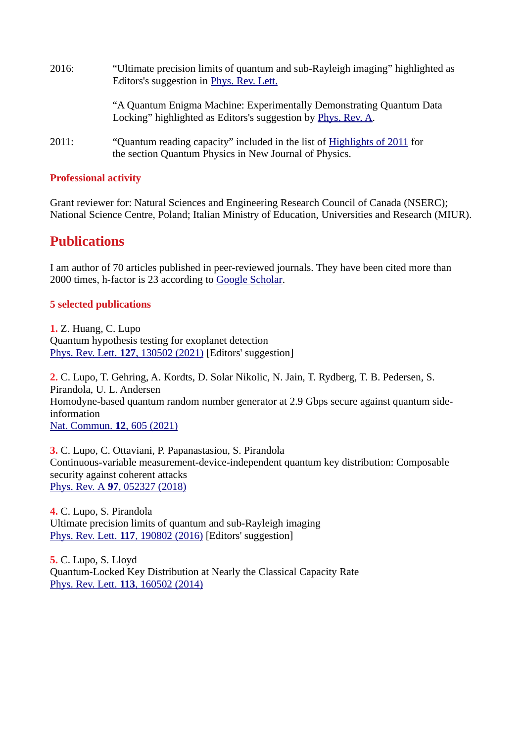2016: “Ultimate precision limits of quantum and sub-Rayleigh imaging” highlighted as Editors's suggestion in Phys. Rev. Lett.

“A Quantum Enigma Machine: Experimentally Demonstrating Quantum Data Locking” highlighted as Editors's suggestion by Phys. Rev. A.

2011: “Quantum reading capacity” included in the list of Highlights of 2011 for the section Quantum Physics in New Journal of Physics.

### Professional activity

Grant reviewer for: Natural Sciences and Engineering Research Council of Canada (NSERC); National Science Centre, Poland; Italian Ministry of Education, Universities and Research (MIUR).

## Publications

I am author of 70 articles published in peer-reviewed journals. They have been cited more than 2000 times, h-factor is 23 according to Google Scholar.

### 5 selected publications

**1.** Z. Huang, C. Lupo
Quantum hypothesis testing for exoplanet detection
Phys. Rev. Lett. **127**, 130502 (2021) [Editors' suggestion]

**2.** C. Lupo, T. Gehring, A. Kordts, D. Solar Nikolic, N. Jain, T. Rydberg, T. B. Pedersen, S. Pirandola, U. L. Andersen
Homodyne-based quantum random number generator at 2.9 Gbps secure against quantum side-information
Nat. Commun. **12**, 605 (2021)

**3.** C. Lupo, C. Ottaviani, P. Papanastasiou, S. Pirandola
Continuous-variable measurement-device-independent quantum key distribution: Composable security against coherent attacks
Phys. Rev. A **97**, 052327 (2018)

**4.** C. Lupo, S. Pirandola
Ultimate precision limits of quantum and sub-Rayleigh imaging
Phys. Rev. Lett. **117**, 190802 (2016) [Editors' suggestion]

**5.** C. Lupo, S. Lloyd
Quantum-Locked Key Distribution at Nearly the Classical Capacity Rate
Phys. Rev. Lett. **113**, 160502 (2014)